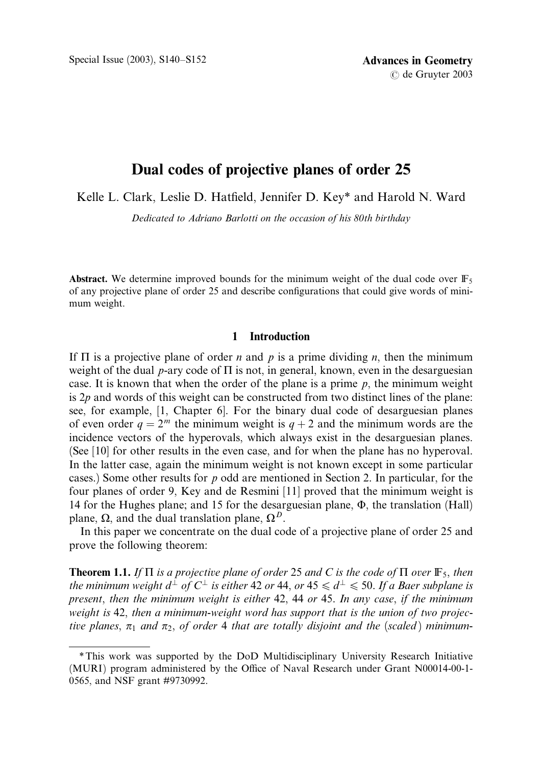# Dual codes of projective planes of order 25

Kelle L. Clark, Leslie D. Hatfield, Jennifer D. Key* and Harold N. Ward

*Dedicated to Adriano Barlotti on the occasion of his 80th birthday*

**Abstract.** We determine improved bounds for the minimum weight of the dual code over $\mathbb{F}_5$ of any projective plane of order 25 and describe configurations that could give words of minimum weight.

## 1 Introduction

If $\Pi$ is a projective plane of order $n$ and $p$ is a prime dividing $n$, then the minimum weight of the dual $p$-ary code of $\Pi$ is not, in general, known, even in the desarguesian case. It is known that when the order of the plane is a prime $p$, the minimum weight is $2p$ and words of this weight can be constructed from two distinct lines of the plane: see, for example, [1, Chapter 6]. For the binary dual code of desarguesian planes of even order $q = 2^m$ the minimum weight is $q + 2$ and the minimum words are the incidence vectors of the hyperovals, which always exist in the desarguesian planes. (See [10] for other results in the even case, and for when the plane has no hyperoval. In the latter case, again the minimum weight is not known except in some particular cases.) Some other results for $p$ odd are mentioned in Section 2. In particular, for the four planes of order 9, Key and de Resmini [11] proved that the minimum weight is 14 for the Hughes plane; and 15 for the desarguesian plane, $\Phi$, the translation (Hall) plane, $\Omega$, and the dual translation plane, $\Omega^D$.

In this paper we concentrate on the dual code of a projective plane of order 25 and prove the following theorem:

**Theorem 1.1.** *If $\Pi$ is a projective plane of order 25 and $C$ is the code of $\Pi$ over $\mathbb{F}_5$, then the minimum weight $d^{\perp}$ of $C^{\perp}$ is either 42 or 44, or $45 \leqslant d^{\perp} \leqslant 50$. If a Baer subplane is present, then the minimum weight is either 42, 44 or 45. In any case, if the minimum weight is 42, then a minimum-weight word has support that is the union of two projective planes, $\pi_1$ and $\pi_2$, of order 4 that are totally disjoint and the (scaled) minimum-*

*This work was supported by the DoD Multidisciplinary University Research Initiative (MURI) program administered by the Office of Naval Research under Grant N00014-00-1-0565, and NSF grant #9730992.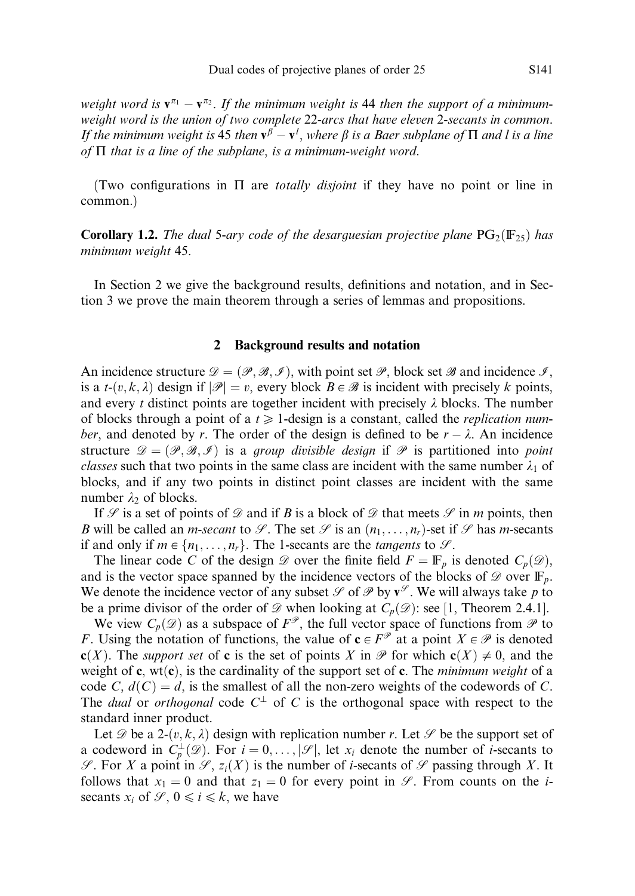*weight word is $\mathbf{v}^{\pi_1} - \mathbf{v}^{\pi_2}$. If the minimum weight is 44 then the support of a minimum-weight word is the union of two complete 22-arcs that have eleven 2-secants in common. If the minimum weight is 45 then $\mathbf{v}^{\beta} - \mathbf{v}^{l}$, where $\beta$ is a Baer subplane of $\Pi$ and $l$ is a line of $\Pi$ that is a line of the subplane, is a minimum-weight word.*

(Two configurations in $\Pi$ are *totally disjoint* if they have no point or line in common.)

**Corollary 1.2.** *The dual 5-ary code of the desarguesian projective plane $\mathrm{PG}_2(\mathbb{F}_{25})$ has minimum weight 45.*

In Section 2 we give the background results, definitions and notation, and in Section 3 we prove the main theorem through a series of lemmas and propositions.

## 2 Background results and notation

An incidence structure $\mathscr{D} = (\mathscr{P}, \mathscr{B}, \mathscr{I})$, with point set $\mathscr{P}$, block set $\mathscr{B}$ and incidence $\mathscr{I}$, is a $t$-$(v, k, \lambda)$ design if $|\mathscr{P}| = v$, every block $B \in \mathscr{B}$ is incident with precisely $k$ points, and every $t$ distinct points are together incident with precisely $\lambda$ blocks. The number of blocks through a point of a $t \geqslant 1$-design is a constant, called the *replication number*, and denoted by $r$. The order of the design is defined to be $r - \lambda$. An incidence structure $\mathscr{D} = (\mathscr{P}, \mathscr{B}, \mathscr{I})$ is a *group divisible design* if $\mathscr{P}$ is partitioned into *point classes* such that two points in the same class are incident with the same number $\lambda_1$ of blocks, and if any two points in distinct point classes are incident with the same number $\lambda_2$ of blocks.

If $\mathscr{S}$ is a set of points of $\mathscr{D}$ and if $B$ is a block of $\mathscr{D}$ that meets $\mathscr{S}$ in $m$ points, then $B$ will be called an *$m$-secant* to $\mathscr{S}$. The set $\mathscr{S}$ is an $(n_1, \dots, n_r)$-set if $\mathscr{S}$ has $m$-secants if and only if $m \in \{n_1, \dots, n_r\}$. The 1-secants are the *tangents* to $\mathscr{S}$.

The linear code $C$ of the design $\mathscr{D}$ over the finite field $F = \mathbb{F}_p$ is denoted $C_p(\mathscr{D})$, and is the vector space spanned by the incidence vectors of the blocks of $\mathscr{D}$ over $\mathbb{F}_p$. We denote the incidence vector of any subset $\mathscr{S}$ of $\mathscr{P}$ by $\mathbf{v}^{\mathscr{S}}$. We will always take $p$ to be a prime divisor of the order of $\mathscr{D}$ when looking at $C_p(\mathscr{D})$: see [1, Theorem 2.4.1].

We view $C_p(\mathscr{D})$ as a subspace of $F^{\mathscr{P}}$, the full vector space of functions from $\mathscr{P}$ to $F$. Using the notation of functions, the value of $\mathbf{c} \in F^{\mathscr{P}}$ at a point $X \in \mathscr{P}$ is denoted $\mathbf{c}(X)$. The *support set* of $\mathbf{c}$ is the set of points $X$ in $\mathscr{P}$ for which $\mathbf{c}(X) \neq 0$, and the weight of $\mathbf{c}$, $\mathrm{wt}(\mathbf{c})$, is the cardinality of the support set of $\mathbf{c}$. The *minimum weight* of a code $C$, $d(C) = d$, is the smallest of all the non-zero weights of the codewords of $C$. The *dual* or *orthogonal* code $C^{\perp}$ of $C$ is the orthogonal space with respect to the standard inner product.

Let $\mathscr{D}$ be a 2-$(v, k, \lambda)$ design with replication number $r$. Let $\mathscr{S}$ be the support set of a codeword in $C_p^{\perp}(\mathscr{D})$. For $i = 0, \dots, |\mathscr{S}|$, let $x_i$ denote the number of $i$-secants to $\mathscr{S}$. For $X$ a point in $\mathscr{S}$, $z_i(X)$ is the number of $i$-secants of $\mathscr{S}$ passing through $X$. It follows that $x_1 = 0$ and that $z_1 = 0$ for every point in $\mathscr{S}$. From counts on the $i$-secants $x_i$ of $\mathscr{S}$, $0 \leqslant i \leqslant k$, we have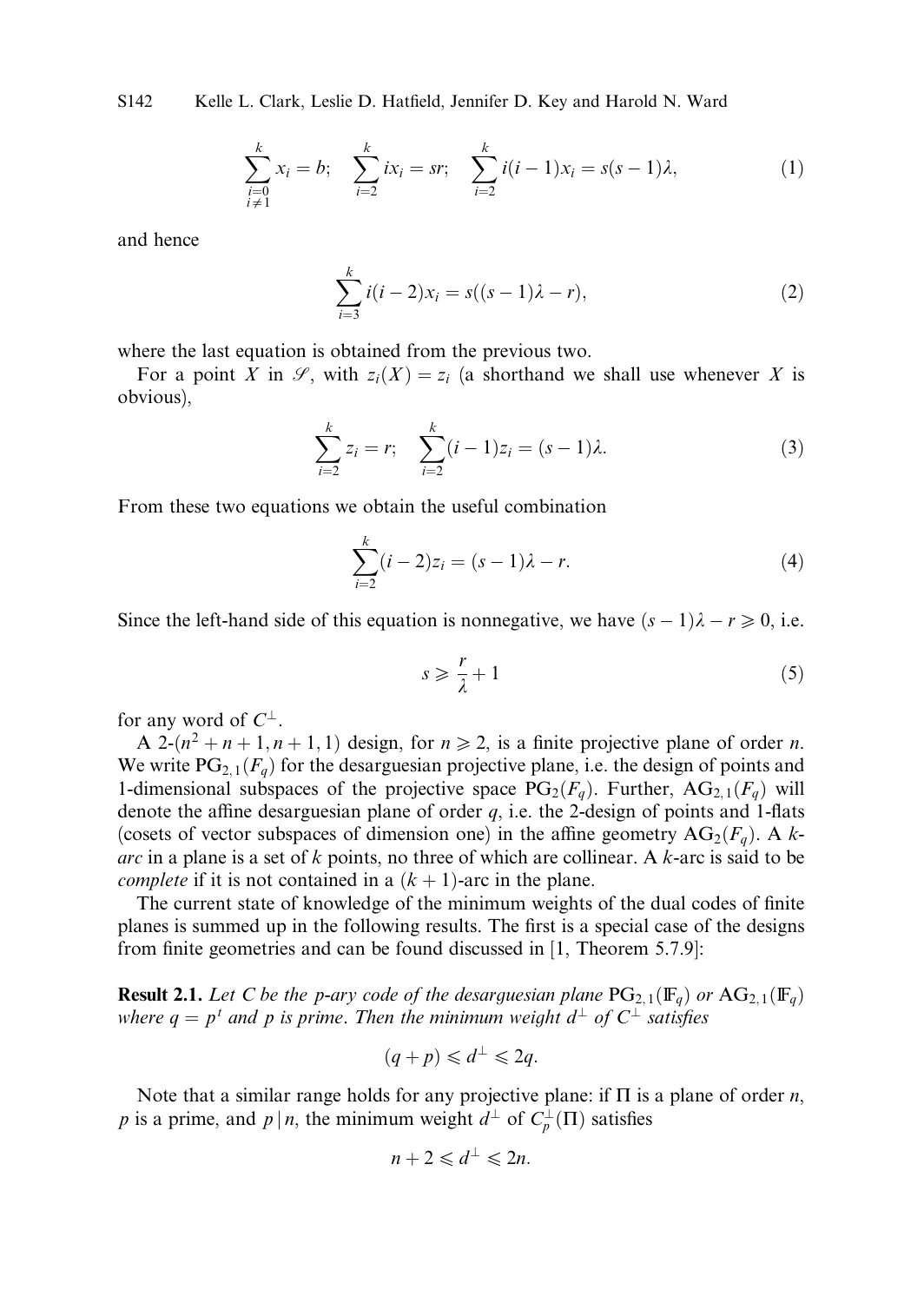$$\sum_{\substack{i=0\\ i\neq 1}}^{k} x_i = b; \quad \sum_{i=2}^{k} i x_i = sr; \quad \sum_{i=2}^{k} i(i-1)x_i = s(s-1)\lambda, \tag{1}$$

and hence

$$\sum_{i=3}^{k} i(i-2)x_i = s((s-1)\lambda - r), \tag{2}$$

where the last equation is obtained from the previous two.

For a point $X$ in $\mathscr{S}$, with $z_i(X) = z_i$ (a shorthand we shall use whenever $X$ is obvious),

$$\sum_{i=2}^{k} z_i = r; \quad \sum_{i=2}^{k} (i-1)z_i = (s-1)\lambda. \tag{3}$$

From these two equations we obtain the useful combination

$$\sum_{i=2}^{k} (i-2)z_i = (s-1)\lambda - r. \tag{4}$$

Since the left-hand side of this equation is nonnegative, we have $(s-1)\lambda - r \geqslant 0$, i.e.

$$s \geqslant \frac{r}{\lambda} + 1 \tag{5}$$

for any word of $C^{\perp}$.

A 2-$(n^2+n+1, n+1, 1)$ design, for $n \geqslant 2$, is a finite projective plane of order $n$. We write $\mathrm{PG}_{2,1}(F_q)$ for the desarguesian projective plane, i.e. the design of points and 1-dimensional subspaces of the projective space $\mathrm{PG}_2(F_q)$. Further, $\mathrm{AG}_{2,1}(F_q)$ will denote the affine desarguesian plane of order $q$, i.e. the 2-design of points and 1-flats (cosets of vector subspaces of dimension one) in the affine geometry $\mathrm{AG}_2(F_q)$. A *$k$-arc* in a plane is a set of $k$ points, no three of which are collinear. A $k$-arc is said to be *complete* if it is not contained in a $(k+1)$-arc in the plane.

The current state of knowledge of the minimum weights of the dual codes of finite planes is summed up in the following results. The first is a special case of the designs from finite geometries and can be found discussed in [1, Theorem 5.7.9]:

**Result 2.1.** *Let $C$ be the $p$-ary code of the desarguesian plane $\mathrm{PG}_{2,1}(\mathbb{F}_q)$ or $\mathrm{AG}_{2,1}(\mathbb{F}_q)$ where $q = p^t$ and $p$ is prime. Then the minimum weight $d^{\perp}$ of $C^{\perp}$ satisfies*

$$(q+p) \leqslant d^{\perp} \leqslant 2q.$$

Note that a similar range holds for any projective plane: if $\Pi$ is a plane of order $n$, $p$ is a prime, and $p \mid n$, the minimum weight $d^{\perp}$ of $C_p^{\perp}(\Pi)$ satisfies

$$n + 2 \leqslant d^{\perp} \leqslant 2n.$$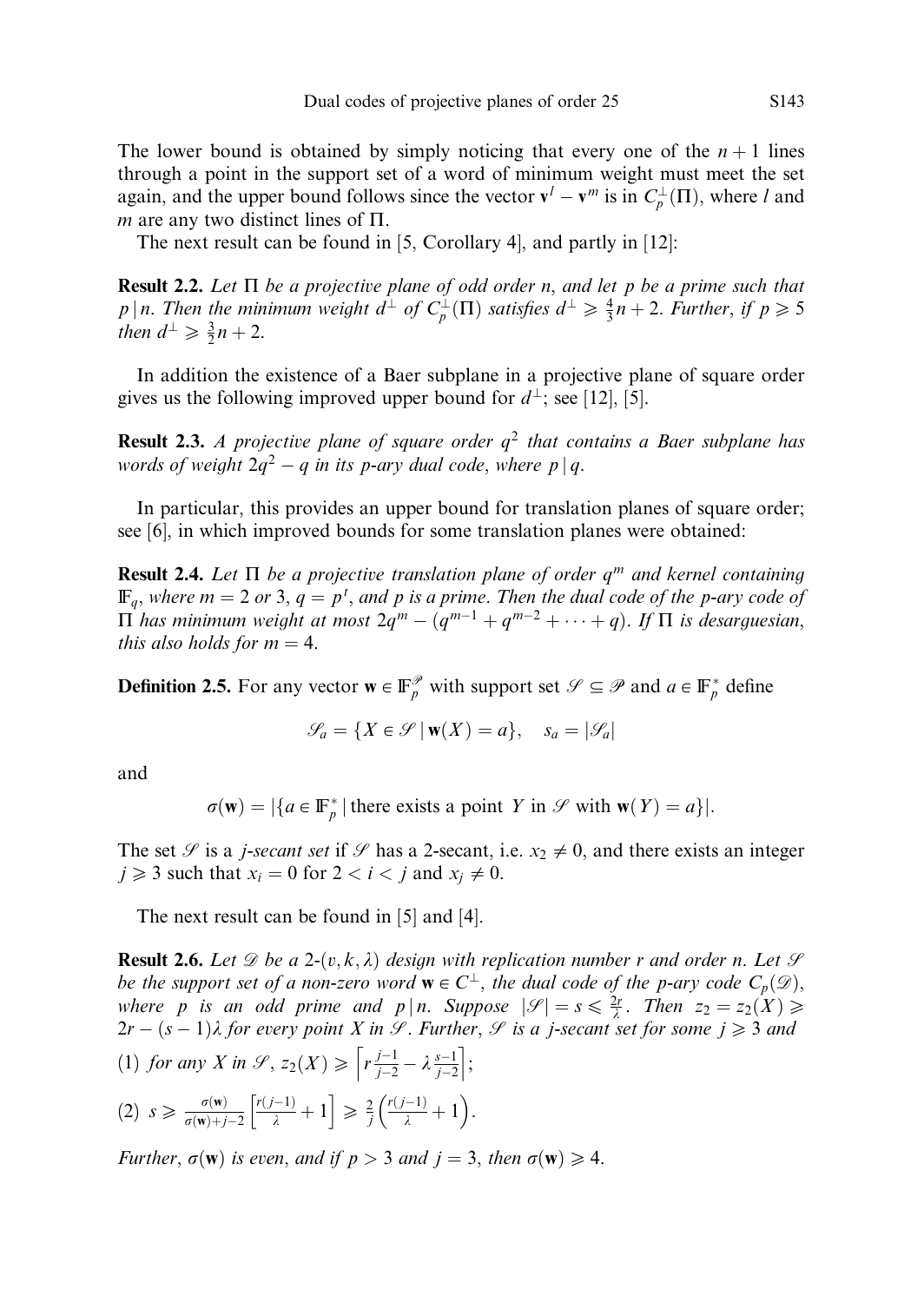The lower bound is obtained by simply noticing that every one of the $n+1$ lines through a point in the support set of a word of minimum weight must meet the set again, and the upper bound follows since the vector $\mathbf{v}^l - \mathbf{v}^m$ is in $C_p^{\perp}(\Pi)$, where $l$ and $m$ are any two distinct lines of $\Pi$.

The next result can be found in [5, Corollary 4], and partly in [12]:

**Result 2.2.** *Let $\Pi$ be a projective plane of odd order $n$, and let $p$ be a prime such that $p \mid n$. Then the minimum weight $d^{\perp}$ of $C_p^{\perp}(\Pi)$ satisfies $d^{\perp} \geqslant \frac{4}{3}n + 2$. Further, if $p \geqslant 5$ then $d^{\perp} \geqslant \frac{3}{2}n + 2$.*

In addition the existence of a Baer subplane in a projective plane of square order gives us the following improved upper bound for $d^{\perp}$; see [12], [5].

**Result 2.3.** *A projective plane of square order $q^2$ that contains a Baer subplane has words of weight $2q^2 - q$ in its $p$-ary dual code, where $p \mid q$.*

In particular, this provides an upper bound for translation planes of square order; see [6], in which improved bounds for some translation planes were obtained:

**Result 2.4.** *Let $\Pi$ be a projective translation plane of order $q^m$ and kernel containing $\mathbb{F}_q$, where $m = 2$ or $3$, $q = p^t$, and $p$ is a prime. Then the dual code of the $p$-ary code of $\Pi$ has minimum weight at most $2q^m - (q^{m-1} + q^{m-2} + \cdots + q)$. If $\Pi$ is desarguesian, this also holds for $m = 4$.*

**Definition 2.5.** For any vector $\mathbf{w} \in \mathbb{F}_p^{\mathscr{P}}$ with support set $\mathscr{S} \subseteq \mathscr{P}$ and $a \in \mathbb{F}_p^*$ define

$$\mathscr{S}_a = \{X \in \mathscr{S} \mid \mathbf{w}(X) = a\}, \quad s_a = |\mathscr{S}_a|$$

and

$$\sigma(\mathbf{w}) = |\{a \in \mathbb{F}_p^* \mid \text{there exists a point } Y \text{ in } \mathscr{S} \text{ with } \mathbf{w}(Y) = a\}|.$$

The set $\mathscr{S}$ is a *$j$-secant set* if $\mathscr{S}$ has a 2-secant, i.e. $x_2 \neq 0$, and there exists an integer $j \geqslant 3$ such that $x_i = 0$ for $2 < i < j$ and $x_j \neq 0$.

The next result can be found in [5] and [4].

**Result 2.6.** *Let $\mathscr{D}$ be a 2-$(v, k, \lambda)$ design with replication number $r$ and order $n$. Let $\mathscr{S}$ be the support set of a non-zero word $\mathbf{w} \in C^{\perp}$, the dual code of the $p$-ary code $C_p(\mathscr{D})$, where $p$ is an odd prime and $p \mid n$. Suppose $|\mathscr{S}| = s \leqslant \frac{2r}{\lambda}$. Then $z_2 = z_2(X) \geqslant 2r - (s-1)\lambda$ for every point $X$ in $\mathscr{S}$. Further, $\mathscr{S}$ is a $j$-secant set for some $j \geqslant 3$ and*

(1) *for any $X$ in $\mathscr{S}$, $z_2(X) \geqslant \left\lceil r\frac{j-1}{j-2} - \lambda\frac{s-1}{j-2} \right\rceil$;*

(2) $s \geqslant \frac{\sigma(\mathbf{w})}{\sigma(\mathbf{w}) + j - 2}\left[\frac{r(j-1)}{\lambda} + 1\right] \geqslant \frac{2}{j}\left(\frac{r(j-1)}{\lambda} + 1\right)$.

*Further, $\sigma(\mathbf{w})$ is even, and if $p > 3$ and $j = 3$, then $\sigma(\mathbf{w}) \geqslant 4$.*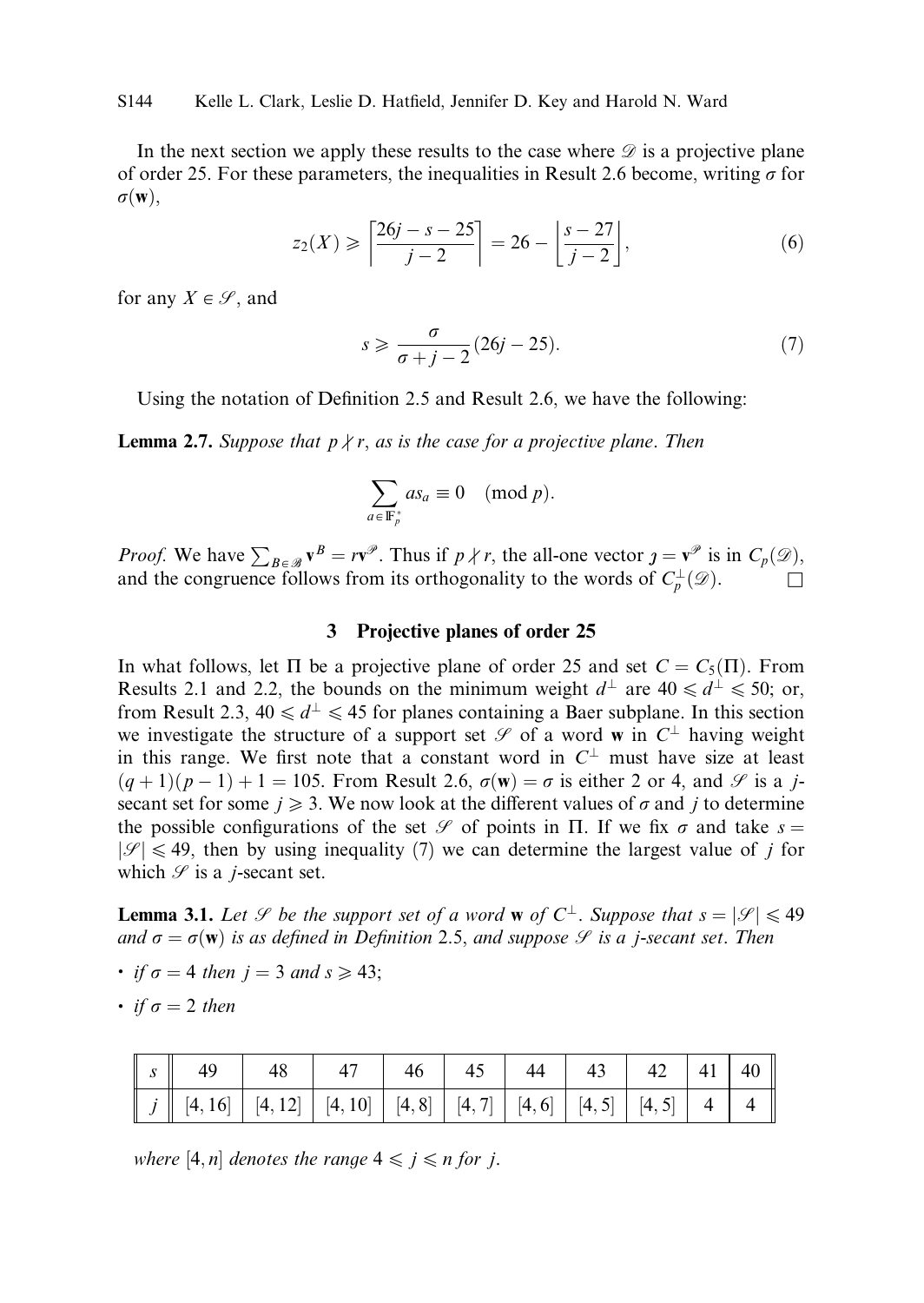In the next section we apply these results to the case where $\mathscr{D}$ is a projective plane of order 25. For these parameters, the inequalities in Result 2.6 become, writing $\sigma$ for $\sigma(\mathbf{w})$,

$$z_2(X) \geqslant \left\lceil \frac{26j - s - 25}{j - 2} \right\rceil = 26 - \left\lfloor \frac{s - 27}{j - 2} \right\rfloor, \tag{6}$$

for any $X \in \mathscr{S}$, and

$$s \geqslant \frac{\sigma}{\sigma + j - 2}(26j - 25). \tag{7}$$

Using the notation of Definition 2.5 and Result 2.6, we have the following:

**Lemma 2.7.** *Suppose that $p \nmid r$, as is the case for a projective plane. Then*

$$\sum_{a \in \mathbb{F}_p^*} a s_a \equiv 0 \pmod{p}.$$

*Proof.* We have $\sum_{B \in \mathscr{B}} \mathbf{v}^B = r\mathbf{v}^{\mathscr{P}}$. Thus if $p \nmid r$, the all-one vector $\jmath = \mathbf{v}^{\mathscr{P}}$ is in $C_p(\mathscr{D})$, and the congruence follows from its orthogonality to the words of $C_p^{\perp}(\mathscr{D})$. $\square$

## 3 Projective planes of order 25

In what follows, let $\Pi$ be a projective plane of order 25 and set $C = C_5(\Pi)$. From Results 2.1 and 2.2, the bounds on the minimum weight $d^{\perp}$ are $40 \leqslant d^{\perp} \leqslant 50$; or, from Result 2.3, $40 \leqslant d^{\perp} \leqslant 45$ for planes containing a Baer subplane. In this section we investigate the structure of a support set $\mathscr{S}$ of a word $\mathbf{w}$ in $C^{\perp}$ having weight in this range. We first note that a constant word in $C^{\perp}$ must have size at least $(q+1)(p-1)+1 = 105$. From Result 2.6, $\sigma(\mathbf{w}) = \sigma$ is either 2 or 4, and $\mathscr{S}$ is a $j$-secant set for some $j \geqslant 3$. We now look at the different values of $\sigma$ and $j$ to determine the possible configurations of the set $\mathscr{S}$ of points in $\Pi$. If we fix $\sigma$ and take $s = |\mathscr{S}| \leqslant 49$, then by using inequality (7) we can determine the largest value of $j$ for which $\mathscr{S}$ is a $j$-secant set.

**Lemma 3.1.** *Let $\mathscr{S}$ be the support set of a word $\mathbf{w}$ of $C^{\perp}$. Suppose that $s = |\mathscr{S}| \leqslant 49$ and $\sigma = \sigma(\mathbf{w})$ is as defined in Definition 2.5, and suppose $\mathscr{S}$ is a $j$-secant set. Then*

- *if $\sigma = 4$ then $j = 3$ and $s \geqslant 43$;*
- *if $\sigma = 2$ then*

| $s$ | 49 | 48 | 47 | 46 | 45 | 44 | 43 | 42 | 41 | 40 |
|---|---|---|---|---|---|---|---|---|---|---|
| $j$ | [4, 16] | [4, 12] | [4, 10] | [4, 8] | [4, 7] | [4, 6] | [4, 5] | [4, 5] | 4 | 4 |

*where $[4, n]$ denotes the range $4 \leqslant j \leqslant n$ for $j$.*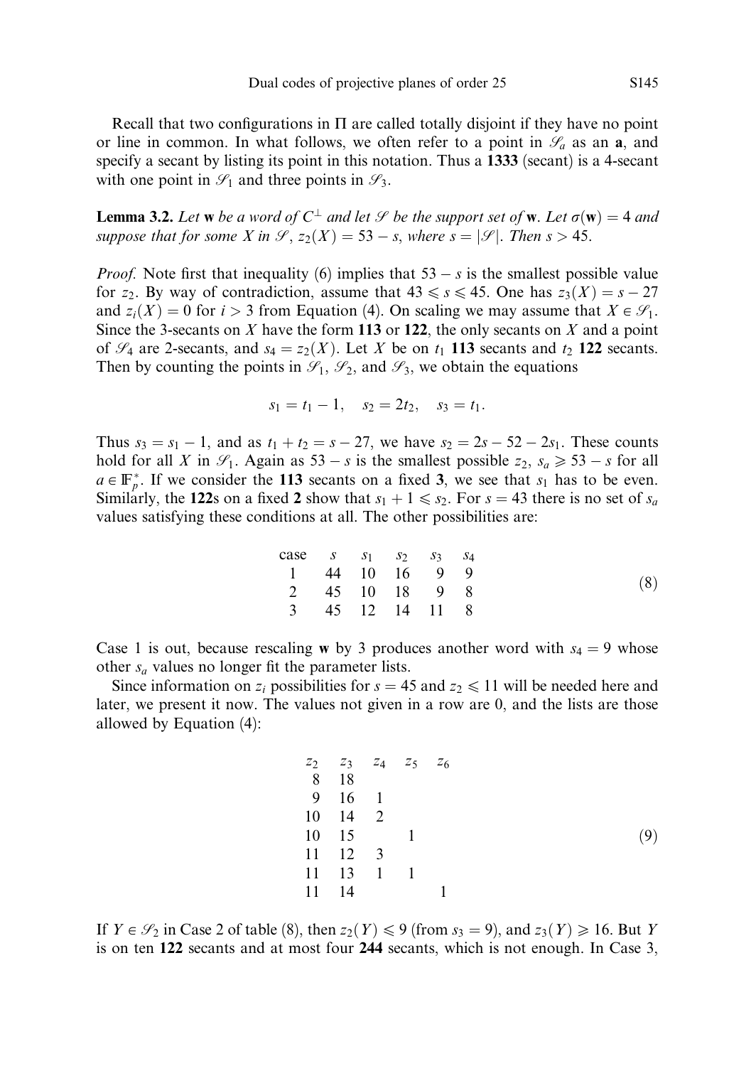Recall that two configurations in $\Pi$ are called totally disjoint if they have no point or line in common. In what follows, we often refer to a point in $\mathscr{S}_a$ as an **a**, and specify a secant by listing its point in this notation. Thus a **1333** (secant) is a 4-secant with one point in $\mathscr{S}_1$ and three points in $\mathscr{S}_3$.

**Lemma 3.2.** *Let* $\mathbf{w}$ *be a word of* $C^{\perp}$ *and let* $\mathscr{S}$ *be the support set of* $\mathbf{w}$*. Let* $\sigma(\mathbf{w}) = 4$ *and suppose that for some* $X$ *in* $\mathscr{S}$*,* $z_2(X) = 53 - s$*, where* $s = |\mathscr{S}|$*. Then* $s > 45$*.*

*Proof.* Note first that inequality (6) implies that $53 - s$ is the smallest possible value for $z_2$. By way of contradiction, assume that $43 \leqslant s \leqslant 45$. One has $z_3(X) = s - 27$ and $z_i(X) = 0$ for $i > 3$ from Equation (4). On scaling we may assume that $X \in \mathscr{S}_1$. Since the 3-secants on $X$ have the form **113** or **122**, the only secants on $X$ and a point of $\mathscr{S}_4$ are 2-secants, and $s_4 = z_2(X)$. Let $X$ be on $t_1$ **113** secants and $t_2$ **122** secants. Then by counting the points in $\mathscr{S}_1$, $\mathscr{S}_2$, and $\mathscr{S}_3$, we obtain the equations

$$s_1 = t_1 - 1, \quad s_2 = 2t_2, \quad s_3 = t_1.$$

Thus $s_3 = s_1 - 1$, and as $t_1 + t_2 = s - 27$, we have $s_2 = 2s - 52 - 2s_1$. These counts hold for all $X$ in $\mathscr{S}_1$. Again as $53 - s$ is the smallest possible $z_2$, $s_a \geqslant 53 - s$ for all $a \in \mathbb{F}_p^*$. If we consider the **113** secants on a fixed **3**, we see that $s_1$ has to be even. Similarly, the **122**s on a fixed **2** show that $s_1 + 1 \leqslant s_2$. For $s = 43$ there is no set of $s_a$ values satisfying these conditions at all. The other possibilities are:

| case | $s$ | $s_1$ | $s_2$ | $s_3$ | $s_4$ |
|---|---|---|---|---|---|
| 1 | 44 | 10 | 16 | 9 | 9 |
| 2 | 45 | 10 | 18 | 9 | 8 |
| 3 | 45 | 12 | 14 | 11 | 8 |

(8)

Case 1 is out, because rescaling $\mathbf{w}$ by 3 produces another word with $s_4 = 9$ whose other $s_a$ values no longer fit the parameter lists.

Since information on $z_i$ possibilities for $s = 45$ and $z_2 \leqslant 11$ will be needed here and later, we present it now. The values not given in a row are 0, and the lists are those allowed by Equation (4):

| $z_2$ | $z_3$ | $z_4$ | $z_5$ | $z_6$ |
|---|---|---|---|---|
| 8 | 18 | | | |
| 9 | 16 | 1 | | |
| 10 | 14 | 2 | | |
| 10 | 15 | | 1 | |
| 11 | 12 | 3 | | |
| 11 | 13 | 1 | 1 | |
| 11 | 14 | | | 1 |

(9)

If $Y \in \mathscr{S}_2$ in Case 2 of table (8), then $z_2(Y) \leqslant 9$ (from $s_3 = 9$), and $z_3(Y) \geqslant 16$. But $Y$ is on ten **122** secants and at most four **244** secants, which is not enough. In Case 3,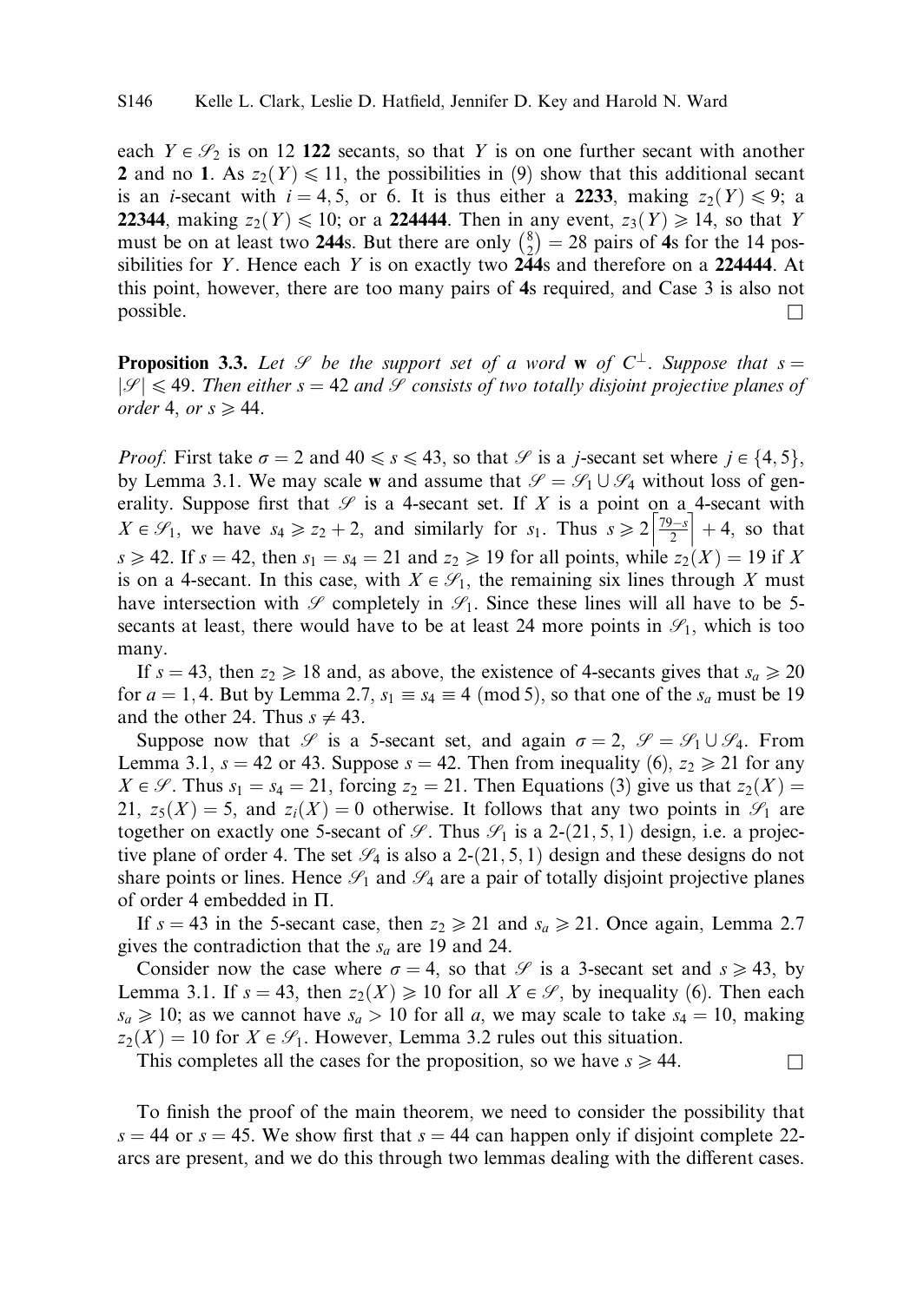each $Y \in \mathscr{S}_2$ is on 12 **122** secants, so that $Y$ is on one further secant with another **2** and no **1**. As $z_2(Y) \leqslant 11$, the possibilities in (9) show that this additional secant is an $i$-secant with $i = 4, 5$, or 6. It is thus either a **2233**, making $z_2(Y) \leqslant 9$; a **22344**, making $z_2(Y) \leqslant 10$; or a **224444**. Then in any event, $z_3(Y) \geqslant 14$, so that $Y$ must be on at least two **244**s. But there are only $\binom{8}{2} = 28$ pairs of **4**s for the 14 possibilities for $Y$. Hence each $Y$ is on exactly two **244**s and therefore on a **224444**. At this point, however, there are too many pairs of **4**s required, and Case 3 is also not possible. □

**Proposition 3.3.** *Let $\mathscr{S}$ be the support set of a word* $\mathbf{w}$ *of* $C^{\perp}$. *Suppose that* $s = |\mathscr{S}| \leqslant 49$. *Then either* $s = 42$ *and* $\mathscr{S}$ *consists of two totally disjoint projective planes of order* 4, *or* $s \geqslant 44$.

*Proof.* First take $\sigma = 2$ and $40 \leqslant s \leqslant 43$, so that $\mathscr{S}$ is a $j$-secant set where $j \in \{4, 5\}$, by Lemma 3.1. We may scale $\mathbf{w}$ and assume that $\mathscr{S} = \mathscr{S}_1 \cup \mathscr{S}_4$ without loss of generality. Suppose first that $\mathscr{S}$ is a 4-secant set. If $X$ is a point on a 4-secant with $X \in \mathscr{S}_1$, we have $s_4 \geqslant z_2 + 2$, and similarly for $s_1$. Thus $s \geqslant 2\left\lceil \frac{79-s}{2} \right\rceil + 4$, so that $s \geqslant 42$. If $s = 42$, then $s_1 = s_4 = 21$ and $z_2 \geqslant 19$ for all points, while $z_2(X) = 19$ if $X$ is on a 4-secant. In this case, with $X \in \mathscr{S}_1$, the remaining six lines through $X$ must have intersection with $\mathscr{S}$ completely in $\mathscr{S}_1$. Since these lines will all have to be 5-secants at least, there would have to be at least 24 more points in $\mathscr{S}_1$, which is too many.

If $s = 43$, then $z_2 \geqslant 18$ and, as above, the existence of 4-secants gives that $s_a \geqslant 20$ for $a = 1, 4$. But by Lemma 2.7, $s_1 \equiv s_4 \equiv 4 \pmod 5$, so that one of the $s_a$ must be 19 and the other 24. Thus $s \neq 43$.

Suppose now that $\mathscr{S}$ is a 5-secant set, and again $\sigma = 2$, $\mathscr{S} = \mathscr{S}_1 \cup \mathscr{S}_4$. From Lemma 3.1, $s = 42$ or 43. Suppose $s = 42$. Then from inequality (6), $z_2 \geqslant 21$ for any $X \in \mathscr{S}$. Thus $s_1 = s_4 = 21$, forcing $z_2 = 21$. Then Equations (3) give us that $z_2(X) = 21$, $z_5(X) = 5$, and $z_i(X) = 0$ otherwise. It follows that any two points in $\mathscr{S}_1$ are together on exactly one 5-secant of $\mathscr{S}$. Thus $\mathscr{S}_1$ is a 2-$(21, 5, 1)$ design, i.e. a projective plane of order 4. The set $\mathscr{S}_4$ is also a 2-$(21, 5, 1)$ design and these designs do not share points or lines. Hence $\mathscr{S}_1$ and $\mathscr{S}_4$ are a pair of totally disjoint projective planes of order 4 embedded in $\Pi$.

If $s = 43$ in the 5-secant case, then $z_2 \geqslant 21$ and $s_a \geqslant 21$. Once again, Lemma 2.7 gives the contradiction that the $s_a$ are 19 and 24.

Consider now the case where $\sigma = 4$, so that $\mathscr{S}$ is a 3-secant set and $s \geqslant 43$, by Lemma 3.1. If $s = 43$, then $z_2(X) \geqslant 10$ for all $X \in \mathscr{S}$, by inequality (6). Then each $s_a \geqslant 10$; as we cannot have $s_a > 10$ for all $a$, we may scale to take $s_4 = 10$, making $z_2(X) = 10$ for $X \in \mathscr{S}_1$. However, Lemma 3.2 rules out this situation.

This completes all the cases for the proposition, so we have $s \geqslant 44$. □

To finish the proof of the main theorem, we need to consider the possibility that $s = 44$ or $s = 45$. We show first that $s = 44$ can happen only if disjoint complete 22-arcs are present, and we do this through two lemmas dealing with the different cases.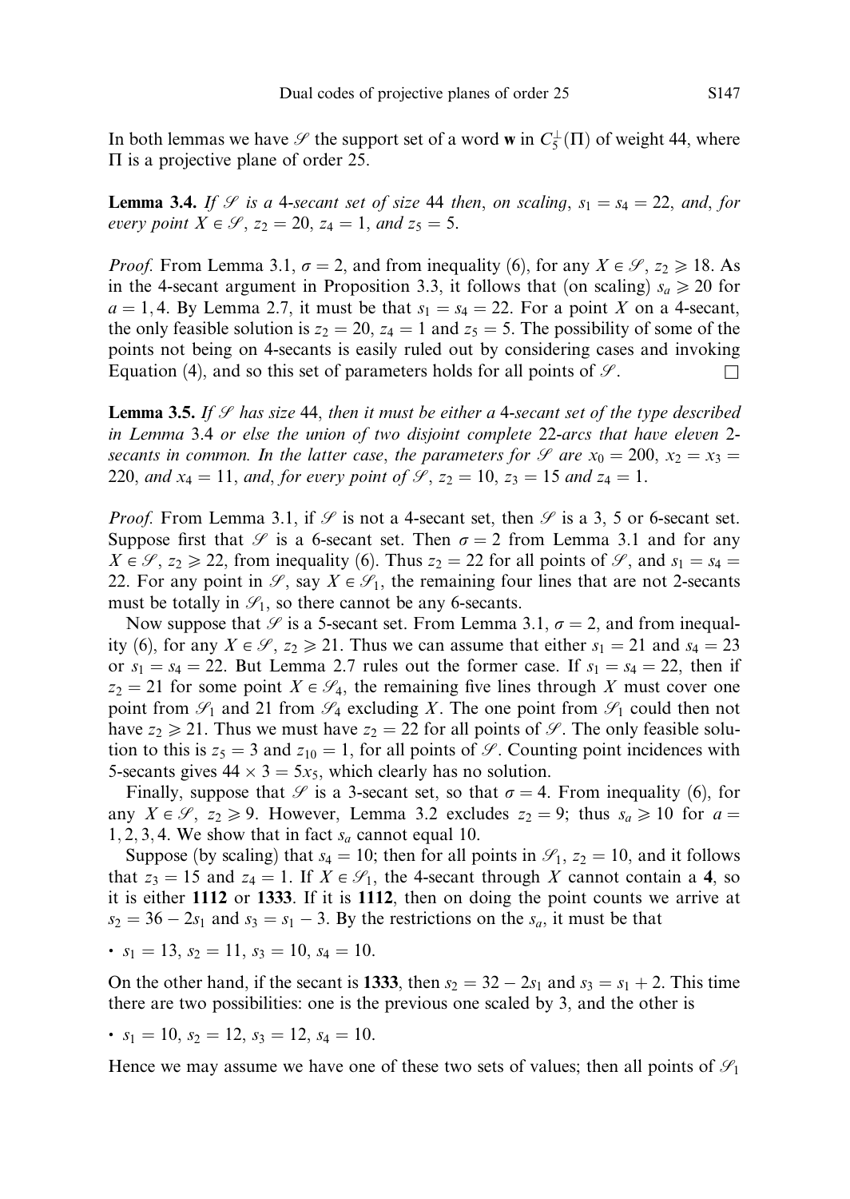In both lemmas we have $\mathscr{S}$ the support set of a word $\mathbf{w}$ in $C_5^\perp(\Pi)$ of weight 44, where $\Pi$ is a projective plane of order 25.

**Lemma 3.4.** *If $\mathscr{S}$ is a 4-secant set of size 44 then, on scaling, $s_1 = s_4 = 22$, and, for every point $X \in \mathscr{S}$, $z_2 = 20$, $z_4 = 1$, and $z_5 = 5$.*

*Proof.* From Lemma 3.1, $\sigma = 2$, and from inequality (6), for any $X \in \mathscr{S}$, $z_2 \geqslant 18$. As in the 4-secant argument in Proposition 3.3, it follows that (on scaling) $s_a \geqslant 20$ for $a = 1, 4$. By Lemma 2.7, it must be that $s_1 = s_4 = 22$. For a point $X$ on a 4-secant, the only feasible solution is $z_2 = 20$, $z_4 = 1$ and $z_5 = 5$. The possibility of some of the points not being on 4-secants is easily ruled out by considering cases and invoking Equation (4), and so this set of parameters holds for all points of $\mathscr{S}$. $\square$

**Lemma 3.5.** *If $\mathscr{S}$ has size 44, then it must be either a 4-secant set of the type described in Lemma 3.4 or else the union of two disjoint complete 22-arcs that have eleven 2-secants in common. In the latter case, the parameters for $\mathscr{S}$ are $x_0 = 200$, $x_2 = x_3 = 220$, and $x_4 = 11$, and, for every point of $\mathscr{S}$, $z_2 = 10$, $z_3 = 15$ and $z_4 = 1$.*

*Proof.* From Lemma 3.1, if $\mathscr{S}$ is not a 4-secant set, then $\mathscr{S}$ is a 3, 5 or 6-secant set. Suppose first that $\mathscr{S}$ is a 6-secant set. Then $\sigma = 2$ from Lemma 3.1 and for any $X \in \mathscr{S}$, $z_2 \geqslant 22$, from inequality (6). Thus $z_2 = 22$ for all points of $\mathscr{S}$, and $s_1 = s_4 = 22$. For any point in $\mathscr{S}$, say $X \in \mathscr{S}_1$, the remaining four lines that are not 2-secants must be totally in $\mathscr{S}_1$, so there cannot be any 6-secants.

Now suppose that $\mathscr{S}$ is a 5-secant set. From Lemma 3.1, $\sigma = 2$, and from inequality (6), for any $X \in \mathscr{S}$, $z_2 \geqslant 21$. Thus we can assume that either $s_1 = 21$ and $s_4 = 23$ or $s_1 = s_4 = 22$. But Lemma 2.7 rules out the former case. If $s_1 = s_4 = 22$, then if $z_2 = 21$ for some point $X \in \mathscr{S}_4$, the remaining five lines through $X$ must cover one point from $\mathscr{S}_1$ and 21 from $\mathscr{S}_4$ excluding $X$. The one point from $\mathscr{S}_1$ could then not have $z_2 \geqslant 21$. Thus we must have $z_2 = 22$ for all points of $\mathscr{S}$. The only feasible solution to this is $z_5 = 3$ and $z_{10} = 1$, for all points of $\mathscr{S}$. Counting point incidences with 5-secants gives $44 \times 3 = 5x_5$, which clearly has no solution.

Finally, suppose that $\mathscr{S}$ is a 3-secant set, so that $\sigma = 4$. From inequality (6), for any $X \in \mathscr{S}$, $z_2 \geqslant 9$. However, Lemma 3.2 excludes $z_2 = 9$; thus $s_a \geqslant 10$ for $a = 1, 2, 3, 4$. We show that in fact $s_a$ cannot equal 10.

Suppose (by scaling) that $s_4 = 10$; then for all points in $\mathscr{S}_1$, $z_2 = 10$, and it follows that $z_3 = 15$ and $z_4 = 1$. If $X \in \mathscr{S}_1$, the 4-secant through $X$ cannot contain a **4**, so it is either **1112** or **1333**. If it is **1112**, then on doing the point counts we arrive at $s_2 = 36 - 2s_1$ and $s_3 = s_1 - 3$. By the restrictions on the $s_a$, it must be that

- $s_1 = 13$, $s_2 = 11$, $s_3 = 10$, $s_4 = 10$.

On the other hand, if the secant is **1333**, then $s_2 = 32 - 2s_1$ and $s_3 = s_1 + 2$. This time there are two possibilities: one is the previous one scaled by 3, and the other is

- $s_1 = 10$, $s_2 = 12$, $s_3 = 12$, $s_4 = 10$.

Hence we may assume we have one of these two sets of values; then all points of $\mathscr{S}_1$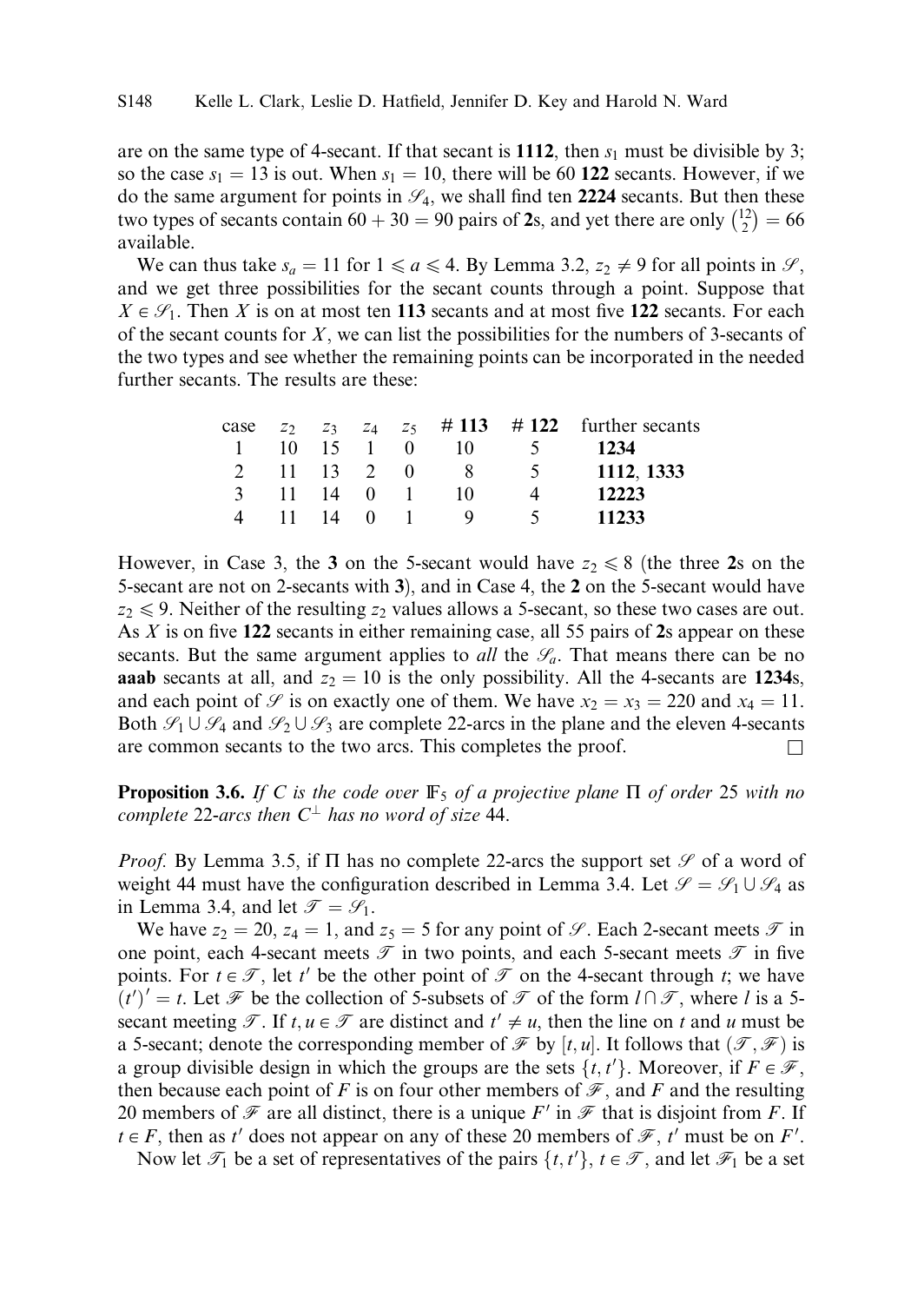are on the same type of 4-secant. If that secant is **1112**, then $s_1$ must be divisible by 3; so the case $s_1 = 13$ is out. When $s_1 = 10$, there will be 60 **122** secants. However, if we do the same argument for points in $\mathscr{S}_4$, we shall find ten **2224** secants. But then these two types of secants contain $60 + 30 = 90$ pairs of **2**s, and yet there are only $\binom{12}{2} = 66$ available.

We can thus take $s_a = 11$ for $1 \leqslant a \leqslant 4$. By Lemma 3.2, $z_2 \neq 9$ for all points in $\mathscr{S}$, and we get three possibilities for the secant counts through a point. Suppose that $X \in \mathscr{S}_1$. Then $X$ is on at most ten **113** secants and at most five **122** secants. For each of the secant counts for $X$, we can list the possibilities for the numbers of 3-secants of the two types and see whether the remaining points can be incorporated in the needed further secants. The results are these:

| case | $z_2$ | $z_3$ | $z_4$ | $z_5$ | # **113** | # **122** | further secants |
|---|---|---|---|---|---|---|---|
| 1 | 10 | 15 | 1 | 0 | 10 | 5 | **1234** |
| 2 | 11 | 13 | 2 | 0 | 8 | 5 | **1112**, **1333** |
| 3 | 11 | 14 | 0 | 1 | 10 | 4 | **12223** |
| 4 | 11 | 14 | 0 | 1 | 9 | 5 | **11233** |

However, in Case 3, the **3** on the 5-secant would have $z_2 \leqslant 8$ (the three **2**s on the 5-secant are not on 2-secants with **3**), and in Case 4, the **2** on the 5-secant would have $z_2 \leqslant 9$. Neither of the resulting $z_2$ values allows a 5-secant, so these two cases are out. As $X$ is on five **122** secants in either remaining case, all 55 pairs of **2**s appear on these secants. But the same argument applies to *all* the $\mathscr{S}_a$. That means there can be no **aaab** secants at all, and $z_2 = 10$ is the only possibility. All the 4-secants are **1234**s, and each point of $\mathscr{S}$ is on exactly one of them. We have $x_2 = x_3 = 220$ and $x_4 = 11$. Both $\mathscr{S}_1 \cup \mathscr{S}_4$ and $\mathscr{S}_2 \cup \mathscr{S}_3$ are complete 22-arcs in the plane and the eleven 4-secants are common secants to the two arcs. This completes the proof. $\square$

**Proposition 3.6.** *If $C$ is the code over $\mathbb{F}_5$ of a projective plane $\Pi$ of order 25 with no complete 22-arcs then $C^\perp$ has no word of size 44.*

*Proof.* By Lemma 3.5, if $\Pi$ has no complete 22-arcs the support set $\mathscr{S}$ of a word of weight 44 must have the configuration described in Lemma 3.4. Let $\mathscr{S} = \mathscr{S}_1 \cup \mathscr{S}_4$ as in Lemma 3.4, and let $\mathscr{T} = \mathscr{S}_1$.

We have $z_2 = 20$, $z_4 = 1$, and $z_5 = 5$ for any point of $\mathscr{S}$. Each 2-secant meets $\mathscr{T}$ in one point, each 4-secant meets $\mathscr{T}$ in two points, and each 5-secant meets $\mathscr{T}$ in five points. For $t \in \mathscr{T}$, let $t'$ be the other point of $\mathscr{T}$ on the 4-secant through $t$; we have $(t')' = t$. Let $\mathscr{F}$ be the collection of 5-subsets of $\mathscr{T}$ of the form $l \cap \mathscr{T}$, where $l$ is a 5-secant meeting $\mathscr{T}$. If $t, u \in \mathscr{T}$ are distinct and $t' \neq u$, then the line on $t$ and $u$ must be a 5-secant; denote the corresponding member of $\mathscr{F}$ by $[t, u]$. It follows that $(\mathscr{T}, \mathscr{F})$ is a group divisible design in which the groups are the sets $\{t, t'\}$. Moreover, if $F \in \mathscr{F}$, then because each point of $F$ is on four other members of $\mathscr{F}$, and $F$ and the resulting 20 members of $\mathscr{F}$ are all distinct, there is a unique $F'$ in $\mathscr{F}$ that is disjoint from $F$. If $t \in F$, then as $t'$ does not appear on any of these 20 members of $\mathscr{F}$, $t'$ must be on $F'$.

Now let $\mathscr{T}_1$ be a set of representatives of the pairs $\{t, t'\}$, $t \in \mathscr{T}$, and let $\mathscr{F}_1$ be a set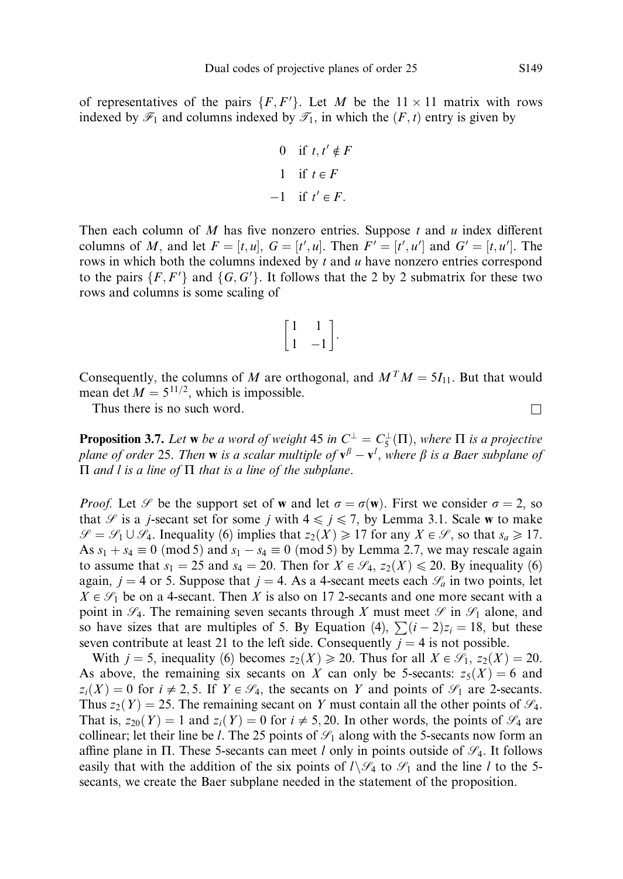of representatives of the pairs $\{F, F'\}$. Let $M$ be the $11 \times 11$ matrix with rows indexed by $\mathscr{F}_1$ and columns indexed by $\mathscr{T}_1$, in which the $(F, t)$ entry is given by

$$\begin{array}{rl} 0 & \text{if } t, t' \notin F \\ 1 & \text{if } t \in F \\ -1 & \text{if } t' \in F. \end{array}$$

Then each column of $M$ has five nonzero entries. Suppose $t$ and $u$ index different columns of $M$, and let $F = [t, u]$, $G = [t', u]$. Then $F' = [t', u']$ and $G' = [t, u']$. The rows in which both the columns indexed by $t$ and $u$ have nonzero entries correspond to the pairs $\{F, F'\}$ and $\{G, G'\}$. It follows that the 2 by 2 submatrix for these two rows and columns is some scaling of

$$\begin{bmatrix} 1 & 1 \\ 1 & -1 \end{bmatrix}.$$

Consequently, the columns of $M$ are orthogonal, and $M^T M = 5I_{11}$. But that would mean $\det M = 5^{11/2}$, which is impossible.

Thus there is no such word. $\square$

**Proposition 3.7.** *Let* $\mathbf{w}$ *be a word of weight* 45 *in* $C^\perp = C_5^\perp(\Pi)$, *where* $\Pi$ *is a projective plane of order* 25. *Then* $\mathbf{w}$ *is a scalar multiple of* $\mathbf{v}^\beta - \mathbf{v}^l$, *where* $\beta$ *is a Baer subplane of* $\Pi$ *and* $l$ *is a line of* $\Pi$ *that is a line of the subplane.*

*Proof.* Let $\mathscr{S}$ be the support set of $\mathbf{w}$ and let $\sigma = \sigma(\mathbf{w})$. First we consider $\sigma = 2$, so that $\mathscr{S}$ is a $j$-secant set for some $j$ with $4 \leqslant j \leqslant 7$, by Lemma 3.1. Scale $\mathbf{w}$ to make $\mathscr{S} = \mathscr{S}_1 \cup \mathscr{S}_4$. Inequality (6) implies that $z_2(X) \geqslant 17$ for any $X \in \mathscr{S}$, so that $s_a \geqslant 17$. As $s_1 + s_4 \equiv 0 \pmod 5$ and $s_1 - s_4 \equiv 0 \pmod 5$ by Lemma 2.7, we may rescale again to assume that $s_1 = 25$ and $s_4 = 20$. Then for $X \in \mathscr{S}_4$, $z_2(X) \leqslant 20$. By inequality (6) again, $j = 4$ or 5. Suppose that $j = 4$. As a 4-secant meets each $\mathscr{S}_a$ in two points, let $X \in \mathscr{S}_1$ be on a 4-secant. Then $X$ is also on 17 2-secants and one more secant with a point in $\mathscr{S}_4$. The remaining seven secants through $X$ must meet $\mathscr{S}$ in $\mathscr{S}_1$ alone, and so have sizes that are multiples of 5. By Equation (4), $\sum(i-2)z_i = 18$, but these seven contribute at least 21 to the left side. Consequently $j = 4$ is not possible.

With $j = 5$, inequality (6) becomes $z_2(X) \geqslant 20$. Thus for all $X \in \mathscr{S}_1$, $z_2(X) = 20$. As above, the remaining six secants on $X$ can only be 5-secants: $z_5(X) = 6$ and $z_i(X) = 0$ for $i \neq 2, 5$. If $Y \in \mathscr{S}_4$, the secants on $Y$ and points of $\mathscr{S}_1$ are 2-secants. Thus $z_2(Y) = 25$. The remaining secant on $Y$ must contain all the other points of $\mathscr{S}_4$. That is, $z_{20}(Y) = 1$ and $z_i(Y) = 0$ for $i \neq 5, 20$. In other words, the points of $\mathscr{S}_4$ are collinear; let their line be $l$. The 25 points of $\mathscr{S}_1$ along with the 5-secants now form an affine plane in $\Pi$. These 5-secants can meet $l$ only in points outside of $\mathscr{S}_4$. It follows easily that with the addition of the six points of $l \backslash \mathscr{S}_4$ to $\mathscr{S}_1$ and the line $l$ to the 5-secants, we create the Baer subplane needed in the statement of the proposition.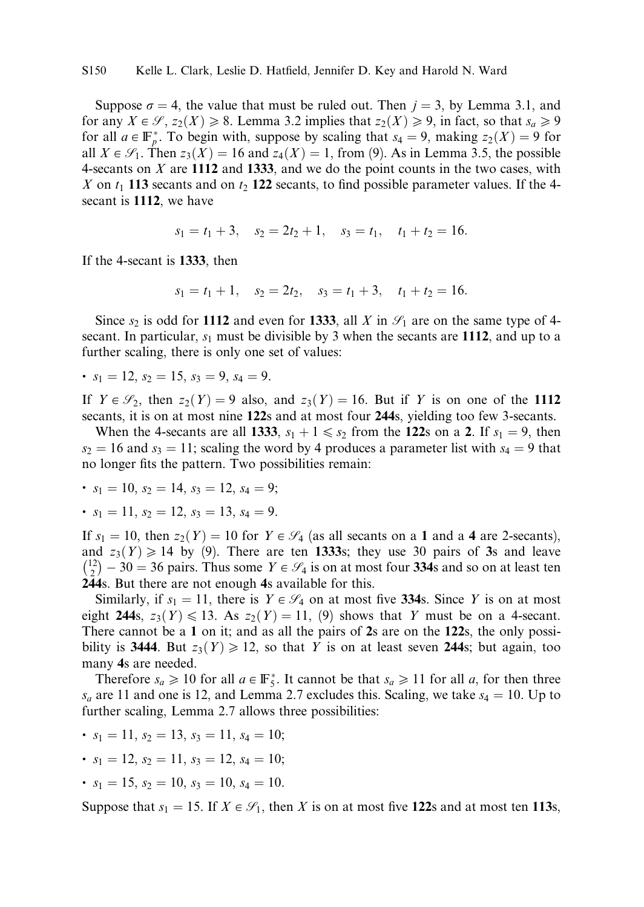Suppose $\sigma = 4$, the value that must be ruled out. Then $j = 3$, by Lemma 3.1, and for any $X \in \mathscr{S}$, $z_2(X) \geqslant 8$. Lemma 3.2 implies that $z_2(X) \geqslant 9$, in fact, so that $s_a \geqslant 9$ for all $a \in \mathbb{F}_p^*$. To begin with, suppose by scaling that $s_4 = 9$, making $z_2(X) = 9$ for all $X \in \mathscr{S}_1$. Then $z_3(X) = 16$ and $z_4(X) = 1$, from (9). As in Lemma 3.5, the possible 4-secants on $X$ are **1112** and **1333**, and we do the point counts in the two cases, with $X$ on $t_1$ **113** secants and on $t_2$ **122** secants, to find possible parameter values. If the 4-secant is **1112**, we have

$$s_1 = t_1 + 3, \quad s_2 = 2t_2 + 1, \quad s_3 = t_1, \quad t_1 + t_2 = 16.$$

If the 4-secant is **1333**, then

$$s_1 = t_1 + 1, \quad s_2 = 2t_2, \quad s_3 = t_1 + 3, \quad t_1 + t_2 = 16.$$

Since $s_2$ is odd for **1112** and even for **1333**, all $X$ in $\mathscr{S}_1$ are on the same type of 4-secant. In particular, $s_1$ must be divisible by 3 when the secants are **1112**, and up to a further scaling, there is only one set of values:

- $s_1 = 12$, $s_2 = 15$, $s_3 = 9$, $s_4 = 9$.

If $Y \in \mathscr{S}_2$, then $z_2(Y) = 9$ also, and $z_3(Y) = 16$. But if $Y$ is on one of the **1112** secants, it is on at most nine **122**s and at most four **244**s, yielding too few 3-secants.

When the 4-secants are all **1333**, $s_1 + 1 \leqslant s_2$ from the **122**s on a **2**. If $s_1 = 9$, then $s_2 = 16$ and $s_3 = 11$; scaling the word by 4 produces a parameter list with $s_4 = 9$ that no longer fits the pattern. Two possibilities remain:

- $s_1 = 10$, $s_2 = 14$, $s_3 = 12$, $s_4 = 9$;
- $s_1 = 11$, $s_2 = 12$, $s_3 = 13$, $s_4 = 9$.

If $s_1 = 10$, then $z_2(Y) = 10$ for $Y \in \mathscr{S}_4$ (as all secants on a **1** and a **4** are 2-secants), and $z_3(Y) \geqslant 14$ by (9). There are ten **1333**s; they use 30 pairs of **3**s and leave $\binom{12}{2} - 30 = 36$ pairs. Thus some $Y \in \mathscr{S}_4$ is on at most four **334**s and so on at least ten **244**s. But there are not enough **4**s available for this.

Similarly, if $s_1 = 11$, there is $Y \in \mathscr{S}_4$ on at most five **334**s. Since $Y$ is on at most eight **244**s, $z_3(Y) \leqslant 13$. As $z_2(Y) = 11$, (9) shows that $Y$ must be on a 4-secant. There cannot be a **1** on it; and as all the pairs of **2**s are on the **122**s, the only possibility is **3444**. But $z_3(Y) \geqslant 12$, so that $Y$ is on at least seven **244**s; but again, too many **4**s are needed.

Therefore $s_a \geqslant 10$ for all $a \in \mathbb{F}_5^*$. It cannot be that $s_a \geqslant 11$ for all $a$, for then three $s_a$ are 11 and one is 12, and Lemma 2.7 excludes this. Scaling, we take $s_4 = 10$. Up to further scaling, Lemma 2.7 allows three possibilities:

- $s_1 = 11$, $s_2 = 13$, $s_3 = 11$, $s_4 = 10$;
- $s_1 = 12$, $s_2 = 11$, $s_3 = 12$, $s_4 = 10$;
- $s_1 = 15$, $s_2 = 10$, $s_3 = 10$, $s_4 = 10$.

Suppose that $s_1 = 15$. If $X \in \mathscr{S}_1$, then $X$ is on at most five **122**s and at most ten **113**s,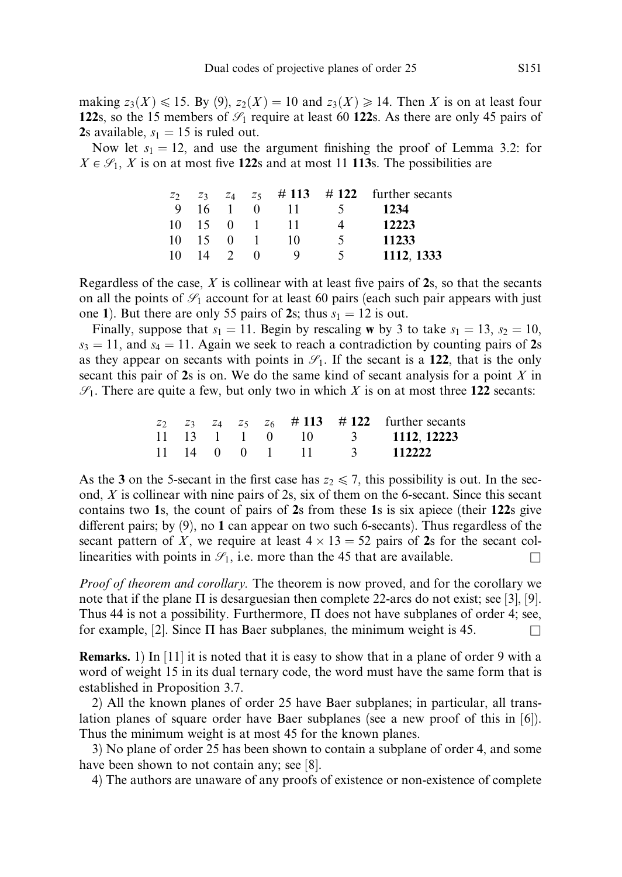making $z_3(X) \leqslant 15$. By (9), $z_2(X) = 10$ and $z_3(X) \geqslant 14$. Then $X$ is on at least four **122**s, so the 15 members of $\mathscr{S}_1$ require at least 60 **122**s. As there are only 45 pairs of **2**s available, $s_1 = 15$ is ruled out.

Now let $s_1 = 12$, and use the argument finishing the proof of Lemma 3.2: for $X \in \mathscr{S}_1$, $X$ is on at most five **122**s and at most 11 **113**s. The possibilities are

| $z_2$ | $z_3$ | $z_4$ | $z_5$ | # **113** | # **122** | further secants |
|---|---|---|---|---|---|---|
| 9 | 16 | 1 | 0 | 11 | 5 | **1234** |
| 10 | 15 | 0 | 1 | 11 | 4 | **12223** |
| 10 | 15 | 0 | 1 | 10 | 5 | **11233** |
| 10 | 14 | 2 | 0 | 9 | 5 | **1112**, **1333** |

Regardless of the case, $X$ is collinear with at least five pairs of **2**s, so that the secants on all the points of $\mathscr{S}_1$ account for at least 60 pairs (each such pair appears with just one **1**). But there are only 55 pairs of **2**s; thus $s_1 = 12$ is out.

Finally, suppose that $s_1 = 11$. Begin by rescaling **w** by 3 to take $s_1 = 13$, $s_2 = 10$, $s_3 = 11$, and $s_4 = 11$. Again we seek to reach a contradiction by counting pairs of **2**s as they appear on secants with points in $\mathscr{S}_1$. If the secant is a **122**, that is the only secant this pair of **2**s is on. We do the same kind of secant analysis for a point $X$ in $\mathscr{S}_1$. There are quite a few, but only two in which $X$ is on at most three **122** secants:

| $z_2$ | $z_3$ | $z_4$ | $z_5$ | $z_6$ | # **113** | # **122** | further secants |
|---|---|---|---|---|---|---|---|
| 11 | 13 | 1 | 1 | 0 | 10 | 3 | **1112**, **12223** |
| 11 | 14 | 0 | 0 | 1 | 11 | 3 | **112222** |

As the **3** on the 5-secant in the first case has $z_2 \leqslant 7$, this possibility is out. In the second, $X$ is collinear with nine pairs of 2s, six of them on the 6-secant. Since this secant contains two **1**s, the count of pairs of **2**s from these **1**s is six apiece (their **122**s give different pairs; by (9), no **1** can appear on two such 6-secants). Thus regardless of the secant pattern of $X$, we require at least $4 \times 13 = 52$ pairs of **2**s for the secant collinearities with points in $\mathscr{S}_1$, i.e. more than the 45 that are available. $\square$

*Proof of theorem and corollary.* The theorem is now proved, and for the corollary we note that if the plane $\Pi$ is desarguesian then complete 22-arcs do not exist; see [3], [9]. Thus 44 is not a possibility. Furthermore, $\Pi$ does not have subplanes of order 4; see, for example, [2]. Since $\Pi$ has Baer subplanes, the minimum weight is 45. $\square$

**Remarks.** 1) In [11] it is noted that it is easy to show that in a plane of order 9 with a word of weight 15 in its dual ternary code, the word must have the same form that is established in Proposition 3.7.

2) All the known planes of order 25 have Baer subplanes; in particular, all translation planes of square order have Baer subplanes (see a new proof of this in [6]). Thus the minimum weight is at most 45 for the known planes.

3) No plane of order 25 has been shown to contain a subplane of order 4, and some have been shown to not contain any; see [8].

4) The authors are unaware of any proofs of existence or non-existence of complete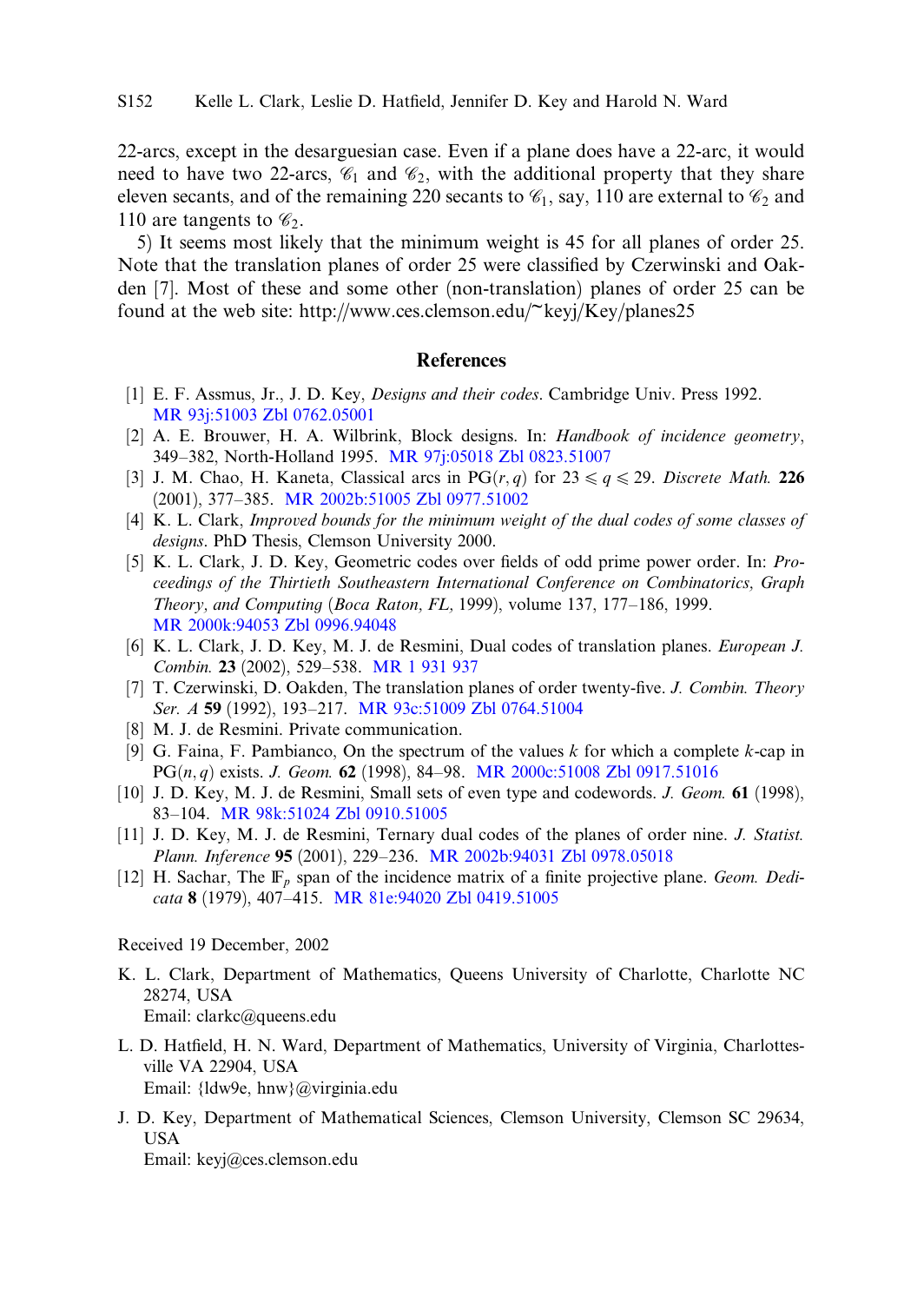22-arcs, except in the desarguesian case. Even if a plane does have a 22-arc, it would need to have two 22-arcs, $\mathscr{C}_1$ and $\mathscr{C}_2$, with the additional property that they share eleven secants, and of the remaining 220 secants to $\mathscr{C}_1$, say, 110 are external to $\mathscr{C}_2$ and 110 are tangents to $\mathscr{C}_2$.

5) It seems most likely that the minimum weight is 45 for all planes of order 25. Note that the translation planes of order 25 were classified by Czerwinski and Oakden [7]. Most of these and some other (non-translation) planes of order 25 can be found at the web site: http://www.ces.clemson.edu/~keyj/Key/planes25

## References

[1] E. F. Assmus, Jr., J. D. Key, *Designs and their codes*. Cambridge Univ. Press 1992. MR 93j:51003 Zbl 0762.05001

[2] A. E. Brouwer, H. A. Wilbrink, Block designs. In: *Handbook of incidence geometry*, 349–382, North-Holland 1995. MR 97j:05018 Zbl 0823.51007

[3] J. M. Chao, H. Kaneta, Classical arcs in $\mathrm{PG}(r,q)$ for $23 \leqslant q \leqslant 29$. *Discrete Math.* **226** (2001), 377–385. MR 2002b:51005 Zbl 0977.51002

[4] K. L. Clark, *Improved bounds for the minimum weight of the dual codes of some classes of designs*. PhD Thesis, Clemson University 2000.

[5] K. L. Clark, J. D. Key, Geometric codes over fields of odd prime power order. In: *Proceedings of the Thirtieth Southeastern International Conference on Combinatorics, Graph Theory, and Computing (Boca Raton, FL,* 1999), volume 137, 177–186, 1999. MR 2000k:94053 Zbl 0996.94048

[6] K. L. Clark, J. D. Key, M. J. de Resmini, Dual codes of translation planes. *European J. Combin.* **23** (2002), 529–538. MR 1 931 937

[7] T. Czerwinski, D. Oakden, The translation planes of order twenty-five. *J. Combin. Theory Ser. A* **59** (1992), 193–217. MR 93c:51009 Zbl 0764.51004

[8] M. J. de Resmini. Private communication.

[9] G. Faina, F. Pambianco, On the spectrum of the values $k$ for which a complete $k$-cap in $\mathrm{PG}(n,q)$ exists. *J. Geom.* **62** (1998), 84–98. MR 2000c:51008 Zbl 0917.51016

[10] J. D. Key, M. J. de Resmini, Small sets of even type and codewords. *J. Geom.* **61** (1998), 83–104. MR 98k:51024 Zbl 0910.51005

[11] J. D. Key, M. J. de Resmini, Ternary dual codes of the planes of order nine. *J. Statist. Plann. Inference* **95** (2001), 229–236. MR 2002b:94031 Zbl 0978.05018

[12] H. Sachar, The $\mathbb{F}_p$ span of the incidence matrix of a finite projective plane. *Geom. Dedicata* **8** (1979), 407–415. MR 81e:94020 Zbl 0419.51005

Received 19 December, 2002

K. L. Clark, Department of Mathematics, Queens University of Charlotte, Charlotte NC 28274, USA
Email: clarkc@queens.edu

L. D. Hatfield, H. N. Ward, Department of Mathematics, University of Virginia, Charlottesville VA 22904, USA
Email: {ldw9e, hnw}@virginia.edu

J. D. Key, Department of Mathematical Sciences, Clemson University, Clemson SC 29634, USA
Email: keyj@ces.clemson.edu